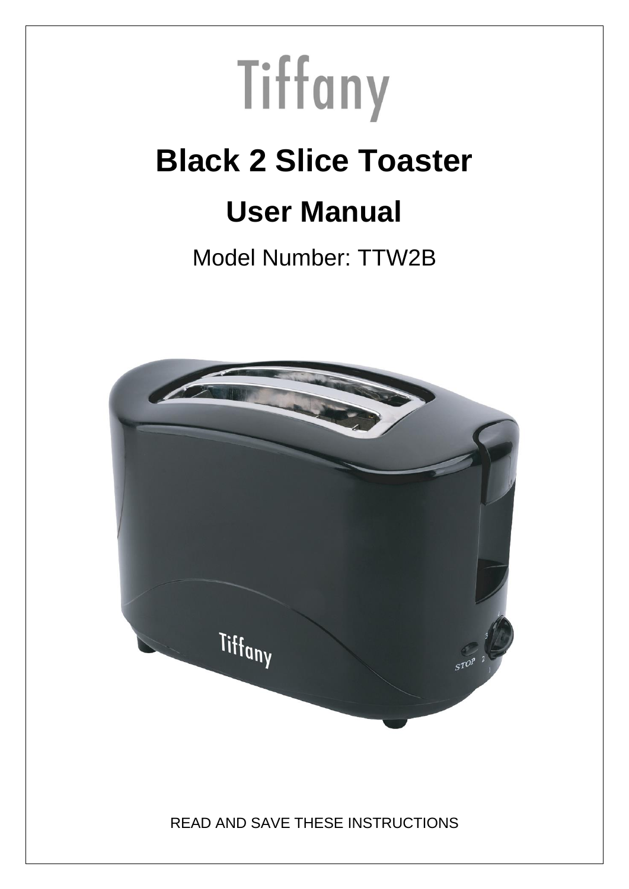# Tiffany

# Black 2 Slice Toaster

## User Manual

Model Number: TTW2B

READ AND SAVE THESE INSTRUCTIONS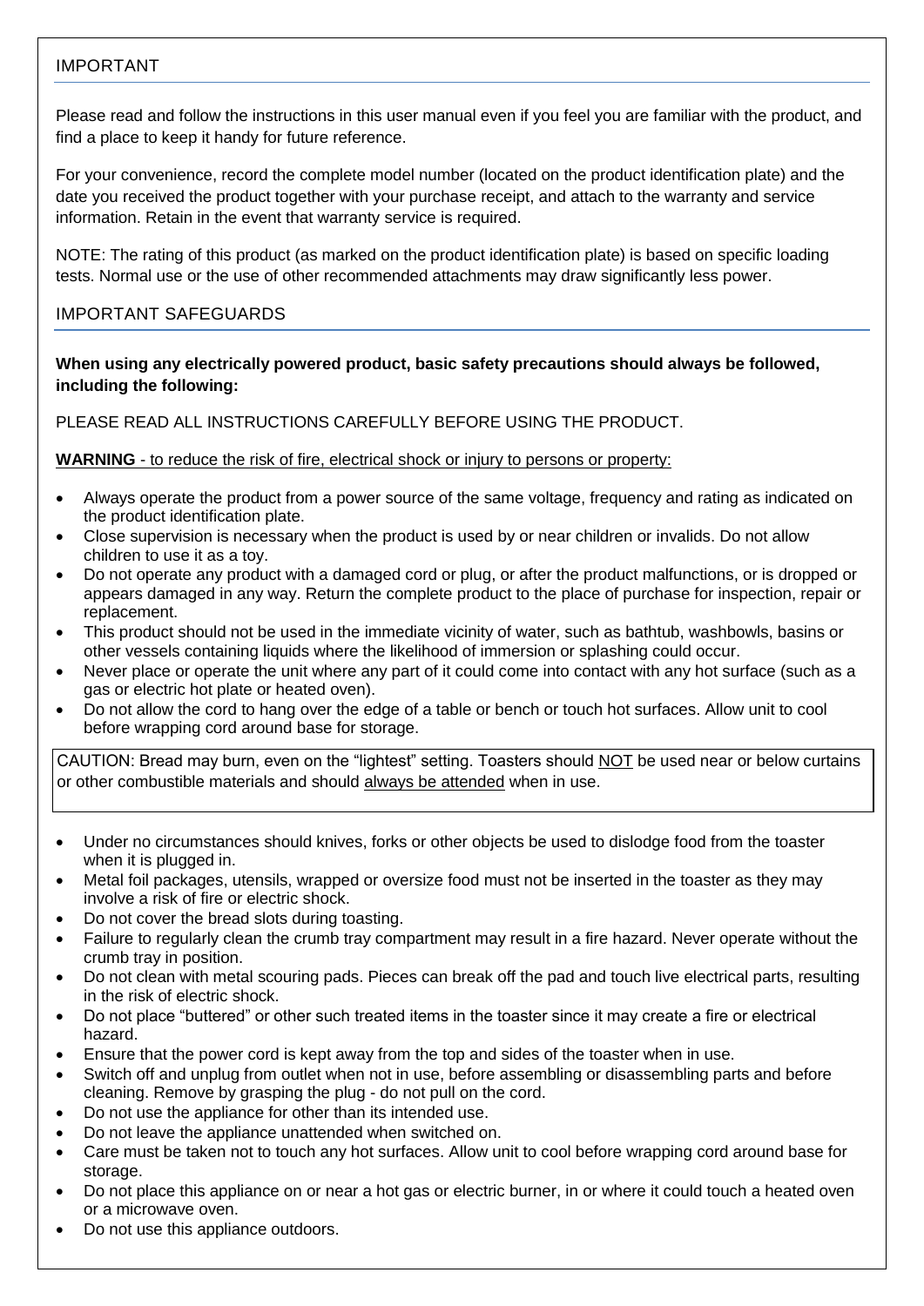## IMPORTANT

Please read and follow the instructions in this user manual even if you feel you are familiar with the product, and find a place to keep it handy for future reference.

For your convenience, record the complete model number (located on the product identification plate) and the date you received the product together with your purchase receipt, and attach to the warranty and service information. Retain in the event that warranty service is required.

NOTE: The rating of this product (as marked on the product identification plate) is based on specific loading tests. Normal use or the use of other recommended attachments may draw significantly less power.

## IMPORTANT SAFEGUARDS

**When using any electrically powered product, basic safety precautions should always be followed, including the following:**

PLEASE READ ALL INSTRUCTIONS CAREFULLY BEFORE USING THE PRODUCT.

<u>**WARNING** - to reduce the risk of fire, electrical shock or injury to persons or property:</u>

- Always operate the product from a power source of the same voltage, frequency and rating as indicated on the product identification plate.
- Close supervision is necessary when the product is used by or near children or invalids. Do not allow children to use it as a toy.
- Do not operate any product with a damaged cord or plug, or after the product malfunctions, or is dropped or appears damaged in any way. Return the complete product to the place of purchase for inspection, repair or replacement.
- This product should not be used in the immediate vicinity of water, such as bathtub, washbowls, basins or other vessels containing liquids where the likelihood of immersion or splashing could occur.
- Never place or operate the unit where any part of it could come into contact with any hot surface (such as a gas or electric hot plate or heated oven).
- Do not allow the cord to hang over the edge of a table or bench or touch hot surfaces. Allow unit to cool before wrapping cord around base for storage.

CAUTION: Bread may burn, even on the "lightest" setting. Toasters should <u>NOT</u> be used near or below curtains or other combustible materials and should <u>always be attended</u> when in use.

- Under no circumstances should knives, forks or other objects be used to dislodge food from the toaster when it is plugged in.
- Metal foil packages, utensils, wrapped or oversize food must not be inserted in the toaster as they may involve a risk of fire or electric shock.
- Do not cover the bread slots during toasting.
- Failure to regularly clean the crumb tray compartment may result in a fire hazard. Never operate without the crumb tray in position.
- Do not clean with metal scouring pads. Pieces can break off the pad and touch live electrical parts, resulting in the risk of electric shock.
- Do not place "buttered" or other such treated items in the toaster since it may create a fire or electrical hazard.
- Ensure that the power cord is kept away from the top and sides of the toaster when in use.
- Switch off and unplug from outlet when not in use, before assembling or disassembling parts and before cleaning. Remove by grasping the plug - do not pull on the cord.
- Do not use the appliance for other than its intended use.
- Do not leave the appliance unattended when switched on.
- Care must be taken not to touch any hot surfaces. Allow unit to cool before wrapping cord around base for storage.
- Do not place this appliance on or near a hot gas or electric burner, in or where it could touch a heated oven or a microwave oven.
- Do not use this appliance outdoors.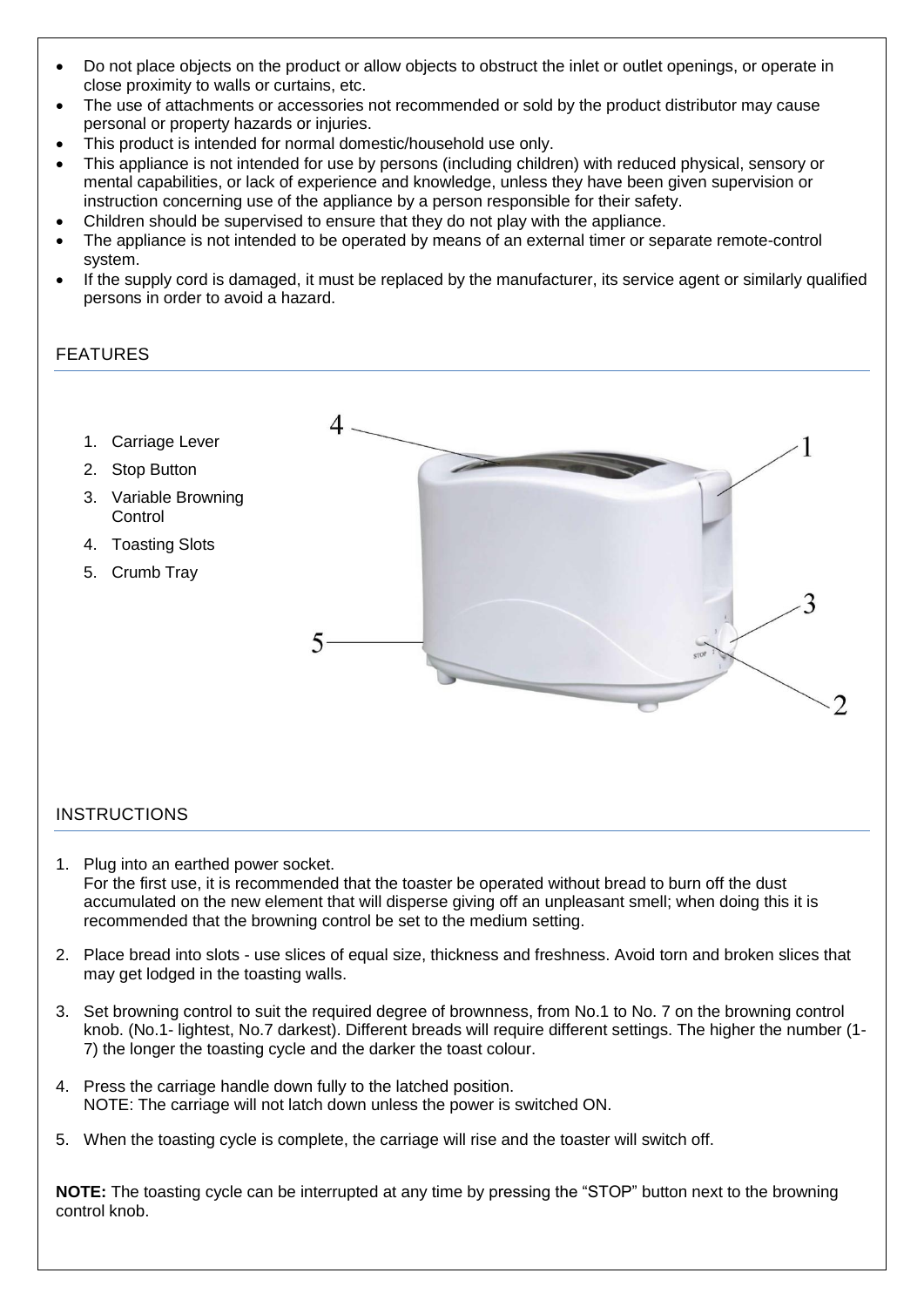- Do not place objects on the product or allow objects to obstruct the inlet or outlet openings, or operate in close proximity to walls or curtains, etc.
- The use of attachments or accessories not recommended or sold by the product distributor may cause personal or property hazards or injuries.
- This product is intended for normal domestic/household use only.
- This appliance is not intended for use by persons (including children) with reduced physical, sensory or mental capabilities, or lack of experience and knowledge, unless they have been given supervision or instruction concerning use of the appliance by a person responsible for their safety.
- Children should be supervised to ensure that they do not play with the appliance.
- The appliance is not intended to be operated by means of an external timer or separate remote-control system.
- If the supply cord is damaged, it must be replaced by the manufacturer, its service agent or similarly qualified persons in order to avoid a hazard.

## FEATURES

1. Carriage Lever
2. Stop Button
3. Variable Browning Control
4. Toasting Slots
5. Crumb Tray

## INSTRUCTIONS

1. Plug into an earthed power socket.
   For the first use, it is recommended that the toaster be operated without bread to burn off the dust accumulated on the new element that will disperse giving off an unpleasant smell; when doing this it is recommended that the browning control be set to the medium setting.

2. Place bread into slots - use slices of equal size, thickness and freshness. Avoid torn and broken slices that may get lodged in the toasting walls.

3. Set browning control to suit the required degree of brownness, from No.1 to No. 7 on the browning control knob. (No.1- lightest, No.7 darkest). Different breads will require different settings. The higher the number (1-7) the longer the toasting cycle and the darker the toast colour.

4. Press the carriage handle down fully to the latched position.
   NOTE: The carriage will not latch down unless the power is switched ON.

5. When the toasting cycle is complete, the carriage will rise and the toaster will switch off.

**NOTE:** The toasting cycle can be interrupted at any time by pressing the "STOP" button next to the browning control knob.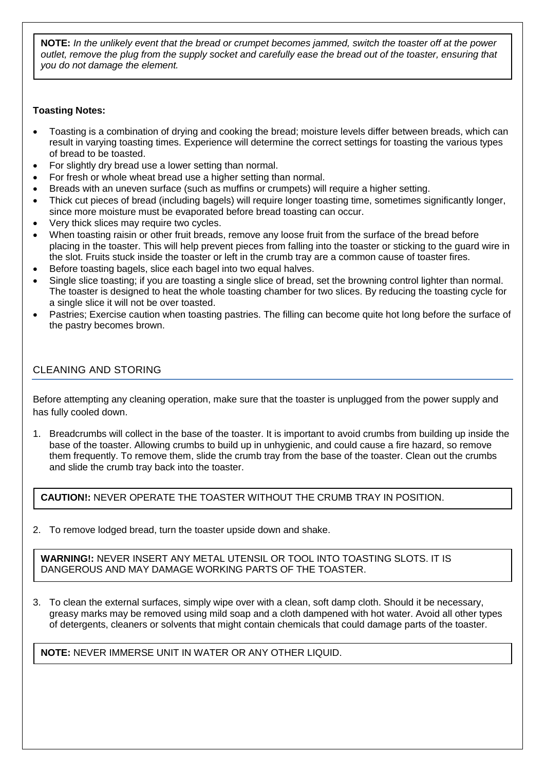**NOTE:** *In the unlikely event that the bread or crumpet becomes jammed, switch the toaster off at the power outlet, remove the plug from the supply socket and carefully ease the bread out of the toaster, ensuring that you do not damage the element.*

**Toasting Notes:**

- Toasting is a combination of drying and cooking the bread; moisture levels differ between breads, which can result in varying toasting times. Experience will determine the correct settings for toasting the various types of bread to be toasted.
- For slightly dry bread use a lower setting than normal.
- For fresh or whole wheat bread use a higher setting than normal.
- Breads with an uneven surface (such as muffins or crumpets) will require a higher setting.
- Thick cut pieces of bread (including bagels) will require longer toasting time, sometimes significantly longer, since more moisture must be evaporated before bread toasting can occur.
- Very thick slices may require two cycles.
- When toasting raisin or other fruit breads, remove any loose fruit from the surface of the bread before placing in the toaster. This will help prevent pieces from falling into the toaster or sticking to the guard wire in the slot. Fruits stuck inside the toaster or left in the crumb tray are a common cause of toaster fires.
- Before toasting bagels, slice each bagel into two equal halves.
- Single slice toasting; if you are toasting a single slice of bread, set the browning control lighter than normal. The toaster is designed to heat the whole toasting chamber for two slices. By reducing the toasting cycle for a single slice it will not be over toasted.
- Pastries; Exercise caution when toasting pastries. The filling can become quite hot long before the surface of the pastry becomes brown.

## CLEANING AND STORING

Before attempting any cleaning operation, make sure that the toaster is unplugged from the power supply and has fully cooled down.

1. Breadcrumbs will collect in the base of the toaster. It is important to avoid crumbs from building up inside the base of the toaster. Allowing crumbs to build up in unhygienic, and could cause a fire hazard, so remove them frequently. To remove them, slide the crumb tray from the base of the toaster. Clean out the crumbs and slide the crumb tray back into the toaster.

**CAUTION!:** NEVER OPERATE THE TOASTER WITHOUT THE CRUMB TRAY IN POSITION.

2. To remove lodged bread, turn the toaster upside down and shake.

**WARNING!:** NEVER INSERT ANY METAL UTENSIL OR TOOL INTO TOASTING SLOTS. IT IS DANGEROUS AND MAY DAMAGE WORKING PARTS OF THE TOASTER.

3. To clean the external surfaces, simply wipe over with a clean, soft damp cloth. Should it be necessary, greasy marks may be removed using mild soap and a cloth dampened with hot water. Avoid all other types of detergents, cleaners or solvents that might contain chemicals that could damage parts of the toaster.

**NOTE:** NEVER IMMERSE UNIT IN WATER OR ANY OTHER LIQUID.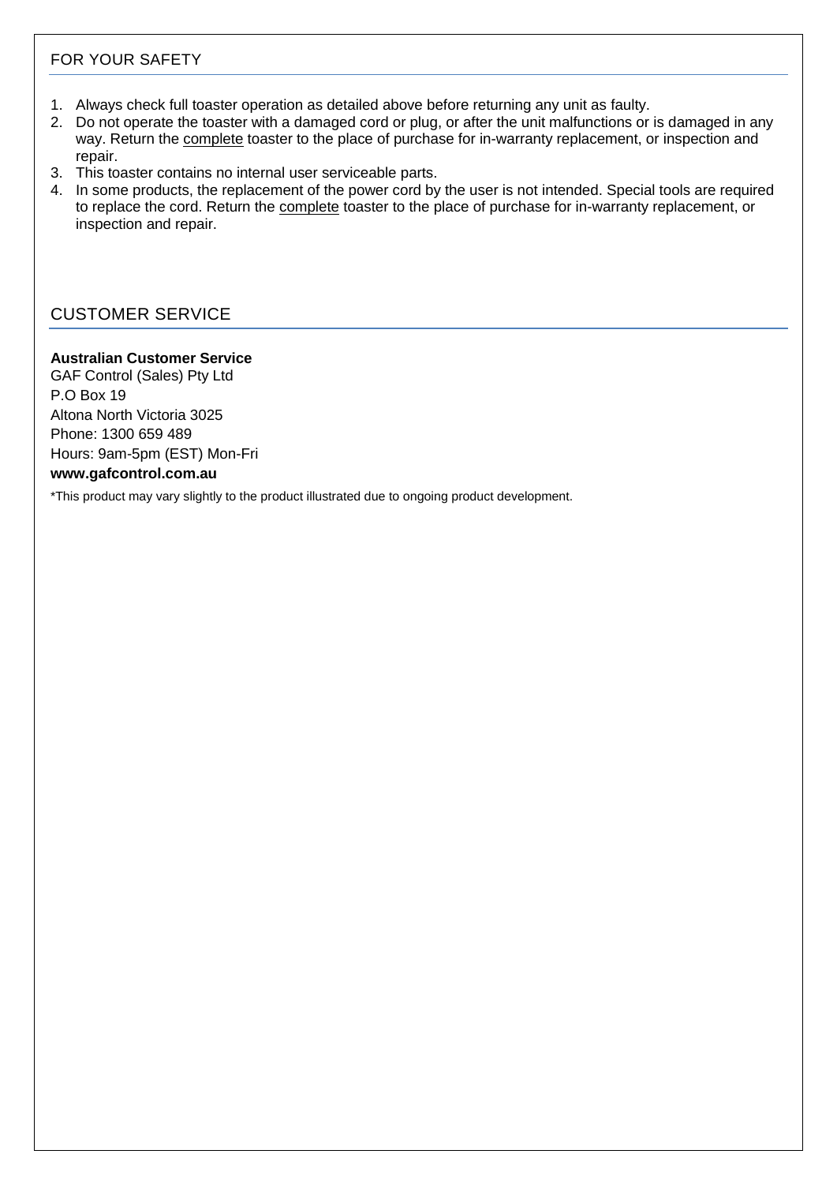## FOR YOUR SAFETY

1. Always check full toaster operation as detailed above before returning any unit as faulty.
2. Do not operate the toaster with a damaged cord or plug, or after the unit malfunctions or is damaged in any way. Return the complete toaster to the place of purchase for in-warranty replacement, or inspection and repair.
3. This toaster contains no internal user serviceable parts.
4. In some products, the replacement of the power cord by the user is not intended. Special tools are required to replace the cord. Return the complete toaster to the place of purchase for in-warranty replacement, or inspection and repair.

## CUSTOMER SERVICE

**Australian Customer Service**
GAF Control (Sales) Pty Ltd
P.O Box 19
Altona North Victoria 3025
Phone: 1300 659 489
Hours: 9am-5pm (EST) Mon-Fri
**www.gafcontrol.com.au**

*This product may vary slightly to the product illustrated due to ongoing product development.